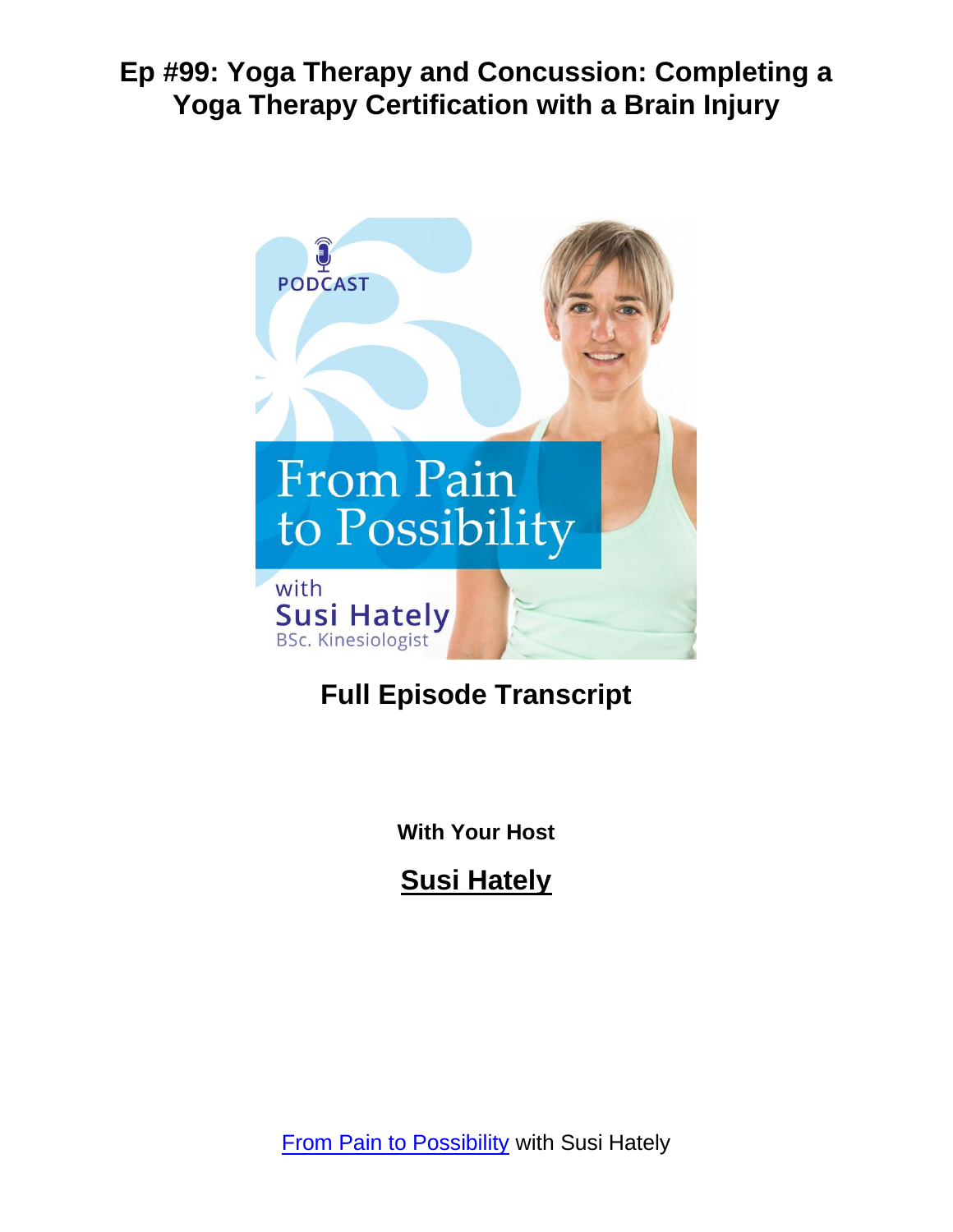# Ep #99: Yoga Therapy and Concussion: Completing a Yoga Therapy Certification with a Brain Injury

## Full Episode Transcript

**With Your Host**

**Susi Hately**

From Pain to Possibility with Susi Hately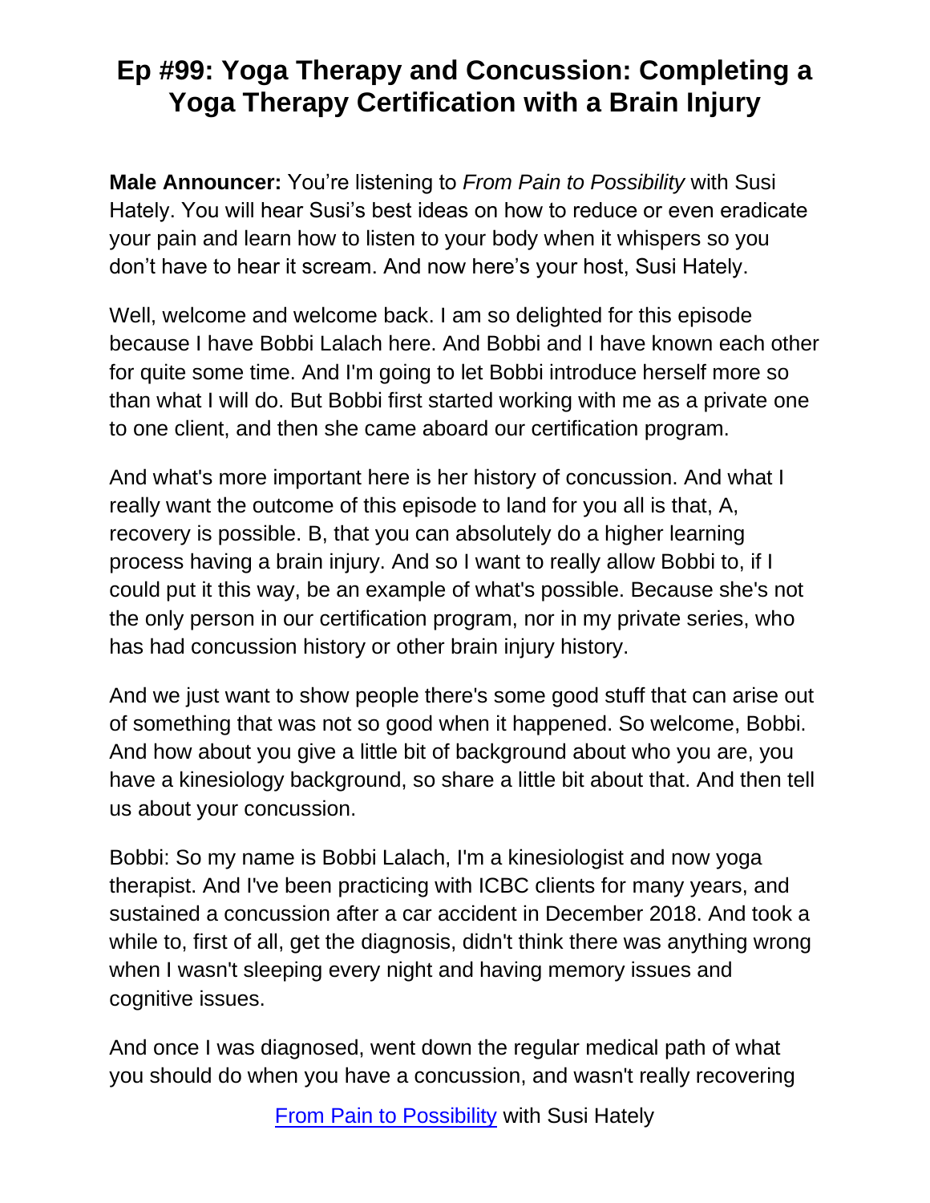# Ep #99: Yoga Therapy and Concussion: Completing a Yoga Therapy Certification with a Brain Injury

**Male Announcer:** You're listening to *From Pain to Possibility* with Susi Hately. You will hear Susi's best ideas on how to reduce or even eradicate your pain and learn how to listen to your body when it whispers so you don't have to hear it scream. And now here's your host, Susi Hately.

Well, welcome and welcome back. I am so delighted for this episode because I have Bobbi Lalach here. And Bobbi and I have known each other for quite some time. And I'm going to let Bobbi introduce herself more so than what I will do. But Bobbi first started working with me as a private one to one client, and then she came aboard our certification program.

And what's more important here is her history of concussion. And what I really want the outcome of this episode to land for you all is that, A, recovery is possible. B, that you can absolutely do a higher learning process having a brain injury. And so I want to really allow Bobbi to, if I could put it this way, be an example of what's possible. Because she's not the only person in our certification program, nor in my private series, who has had concussion history or other brain injury history.

And we just want to show people there's some good stuff that can arise out of something that was not so good when it happened. So welcome, Bobbi. And how about you give a little bit of background about who you are, you have a kinesiology background, so share a little bit about that. And then tell us about your concussion.

Bobbi: So my name is Bobbi Lalach, I'm a kinesiologist and now yoga therapist. And I've been practicing with ICBC clients for many years, and sustained a concussion after a car accident in December 2018. And took a while to, first of all, get the diagnosis, didn't think there was anything wrong when I wasn't sleeping every night and having memory issues and cognitive issues.

And once I was diagnosed, went down the regular medical path of what you should do when you have a concussion, and wasn't really recovering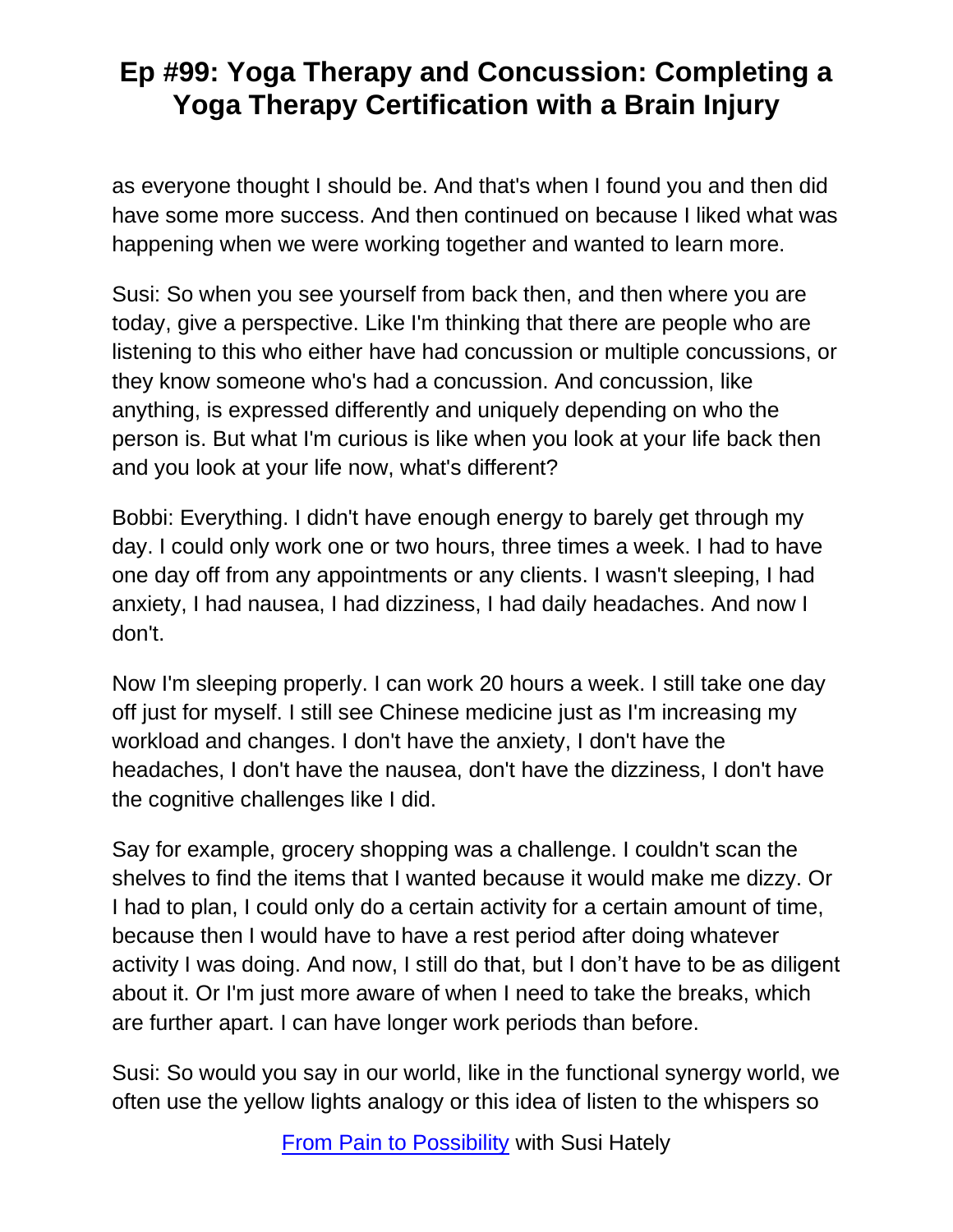as everyone thought I should be. And that's when I found you and then did have some more success. And then continued on because I liked what was happening when we were working together and wanted to learn more.

Susi: So when you see yourself from back then, and then where you are today, give a perspective. Like I'm thinking that there are people who are listening to this who either have had concussion or multiple concussions, or they know someone who's had a concussion. And concussion, like anything, is expressed differently and uniquely depending on who the person is. But what I'm curious is like when you look at your life back then and you look at your life now, what's different?

Bobbi: Everything. I didn't have enough energy to barely get through my day. I could only work one or two hours, three times a week. I had to have one day off from any appointments or any clients. I wasn't sleeping, I had anxiety, I had nausea, I had dizziness, I had daily headaches. And now I don't.

Now I'm sleeping properly. I can work 20 hours a week. I still take one day off just for myself. I still see Chinese medicine just as I'm increasing my workload and changes. I don't have the anxiety, I don't have the headaches, I don't have the nausea, don't have the dizziness, I don't have the cognitive challenges like I did.

Say for example, grocery shopping was a challenge. I couldn't scan the shelves to find the items that I wanted because it would make me dizzy. Or I had to plan, I could only do a certain activity for a certain amount of time, because then I would have to have a rest period after doing whatever activity I was doing. And now, I still do that, but I don't have to be as diligent about it. Or I'm just more aware of when I need to take the breaks, which are further apart. I can have longer work periods than before.

Susi: So would you say in our world, like in the functional synergy world, we often use the yellow lights analogy or this idea of listen to the whispers so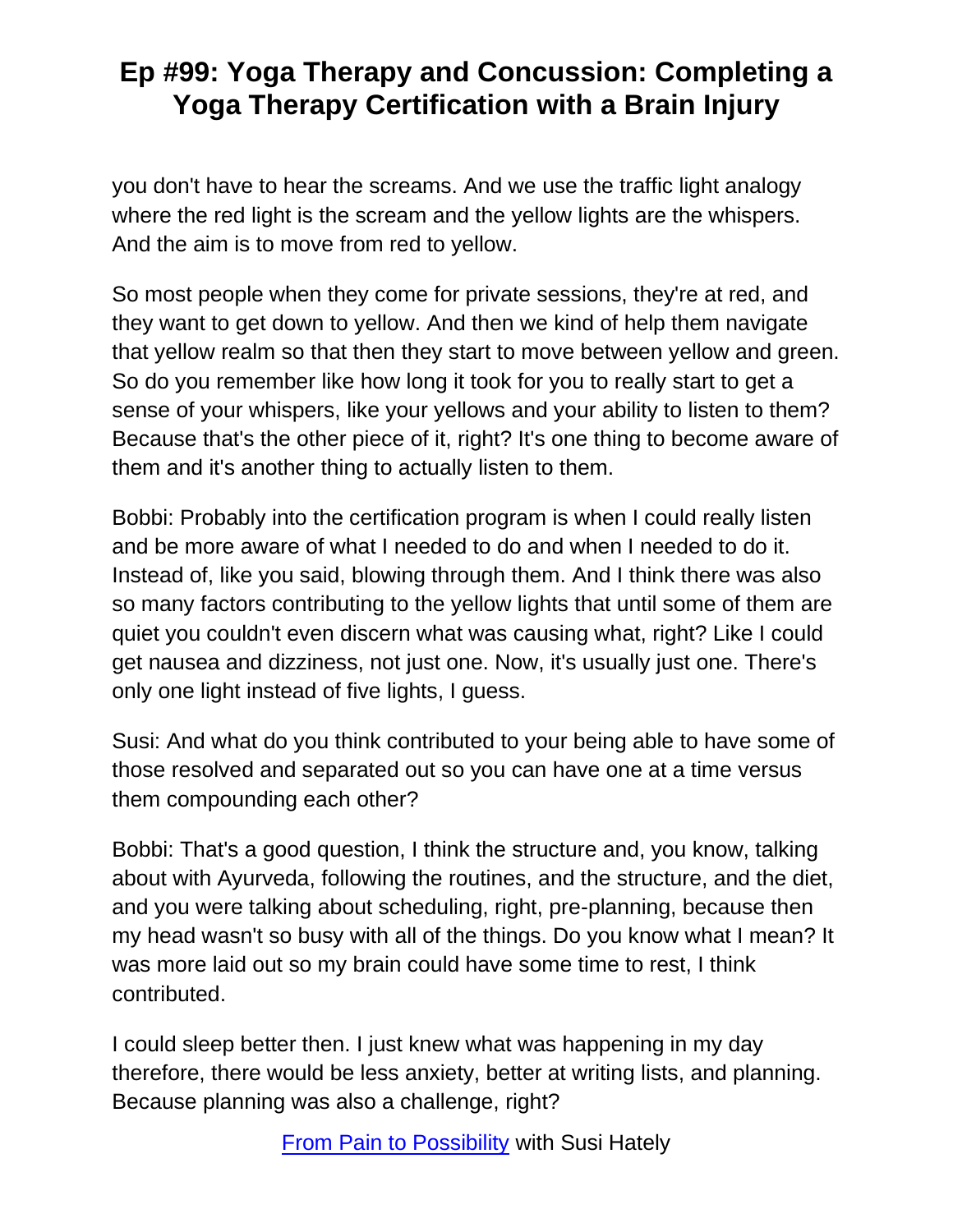you don't have to hear the screams. And we use the traffic light analogy where the red light is the scream and the yellow lights are the whispers. And the aim is to move from red to yellow.

So most people when they come for private sessions, they're at red, and they want to get down to yellow. And then we kind of help them navigate that yellow realm so that then they start to move between yellow and green. So do you remember like how long it took for you to really start to get a sense of your whispers, like your yellows and your ability to listen to them? Because that's the other piece of it, right? It's one thing to become aware of them and it's another thing to actually listen to them.

Bobbi: Probably into the certification program is when I could really listen and be more aware of what I needed to do and when I needed to do it. Instead of, like you said, blowing through them. And I think there was also so many factors contributing to the yellow lights that until some of them are quiet you couldn't even discern what was causing what, right? Like I could get nausea and dizziness, not just one. Now, it's usually just one. There's only one light instead of five lights, I guess.

Susi: And what do you think contributed to your being able to have some of those resolved and separated out so you can have one at a time versus them compounding each other?

Bobbi: That's a good question, I think the structure and, you know, talking about with Ayurveda, following the routines, and the structure, and the diet, and you were talking about scheduling, right, pre-planning, because then my head wasn't so busy with all of the things. Do you know what I mean? It was more laid out so my brain could have some time to rest, I think contributed.

I could sleep better then. I just knew what was happening in my day therefore, there would be less anxiety, better at writing lists, and planning. Because planning was also a challenge, right?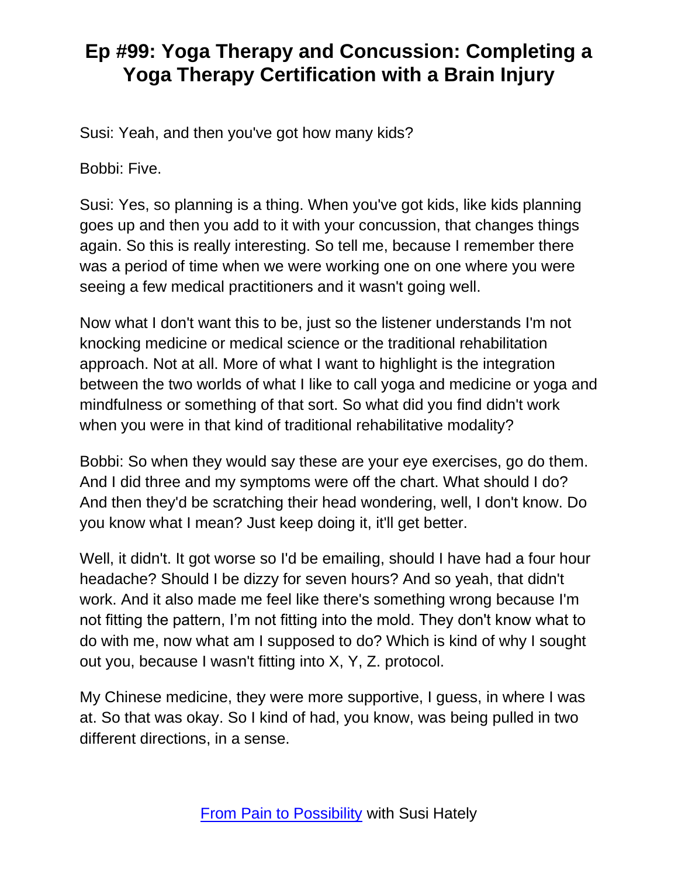Susi: Yeah, and then you've got how many kids?

Bobbi: Five.

Susi: Yes, so planning is a thing. When you've got kids, like kids planning goes up and then you add to it with your concussion, that changes things again. So this is really interesting. So tell me, because I remember there was a period of time when we were working one on one where you were seeing a few medical practitioners and it wasn't going well.

Now what I don't want this to be, just so the listener understands I'm not knocking medicine or medical science or the traditional rehabilitation approach. Not at all. More of what I want to highlight is the integration between the two worlds of what I like to call yoga and medicine or yoga and mindfulness or something of that sort. So what did you find didn't work when you were in that kind of traditional rehabilitative modality?

Bobbi: So when they would say these are your eye exercises, go do them. And I did three and my symptoms were off the chart. What should I do? And then they'd be scratching their head wondering, well, I don't know. Do you know what I mean? Just keep doing it, it'll get better.

Well, it didn't. It got worse so I'd be emailing, should I have had a four hour headache? Should I be dizzy for seven hours? And so yeah, that didn't work. And it also made me feel like there's something wrong because I'm not fitting the pattern, I'm not fitting into the mold. They don't know what to do with me, now what am I supposed to do? Which is kind of why I sought out you, because I wasn't fitting into X, Y, Z. protocol.

My Chinese medicine, they were more supportive, I guess, in where I was at. So that was okay. So I kind of had, you know, was being pulled in two different directions, in a sense.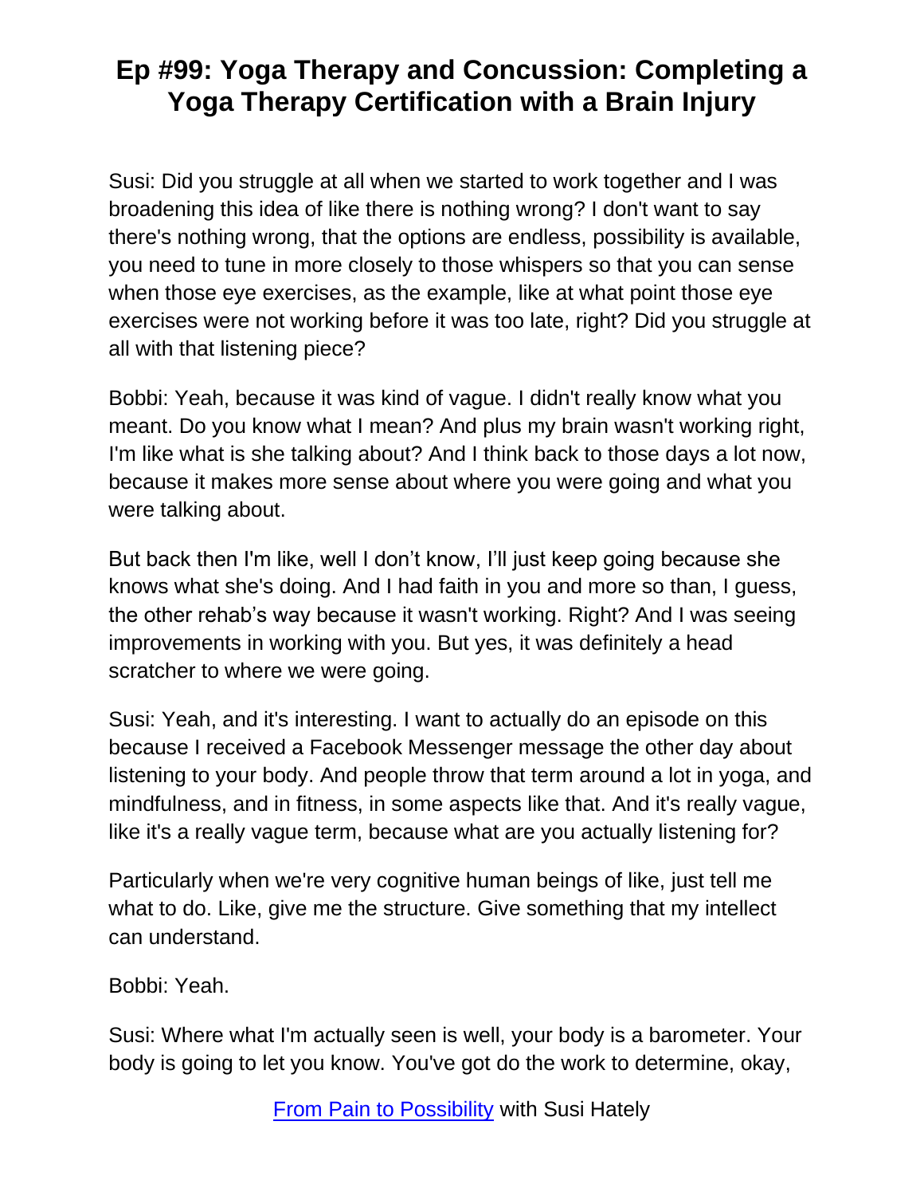Susi: Did you struggle at all when we started to work together and I was broadening this idea of like there is nothing wrong? I don't want to say there's nothing wrong, that the options are endless, possibility is available, you need to tune in more closely to those whispers so that you can sense when those eye exercises, as the example, like at what point those eye exercises were not working before it was too late, right? Did you struggle at all with that listening piece?

Bobbi: Yeah, because it was kind of vague. I didn't really know what you meant. Do you know what I mean? And plus my brain wasn't working right, I'm like what is she talking about? And I think back to those days a lot now, because it makes more sense about where you were going and what you were talking about.

But back then I'm like, well I don't know, I'll just keep going because she knows what she's doing. And I had faith in you and more so than, I guess, the other rehab's way because it wasn't working. Right? And I was seeing improvements in working with you. But yes, it was definitely a head scratcher to where we were going.

Susi: Yeah, and it's interesting. I want to actually do an episode on this because I received a Facebook Messenger message the other day about listening to your body. And people throw that term around a lot in yoga, and mindfulness, and in fitness, in some aspects like that. And it's really vague, like it's a really vague term, because what are you actually listening for?

Particularly when we're very cognitive human beings of like, just tell me what to do. Like, give me the structure. Give something that my intellect can understand.

Bobbi: Yeah.

Susi: Where what I'm actually seen is well, your body is a barometer. Your body is going to let you know. You've got do the work to determine, okay,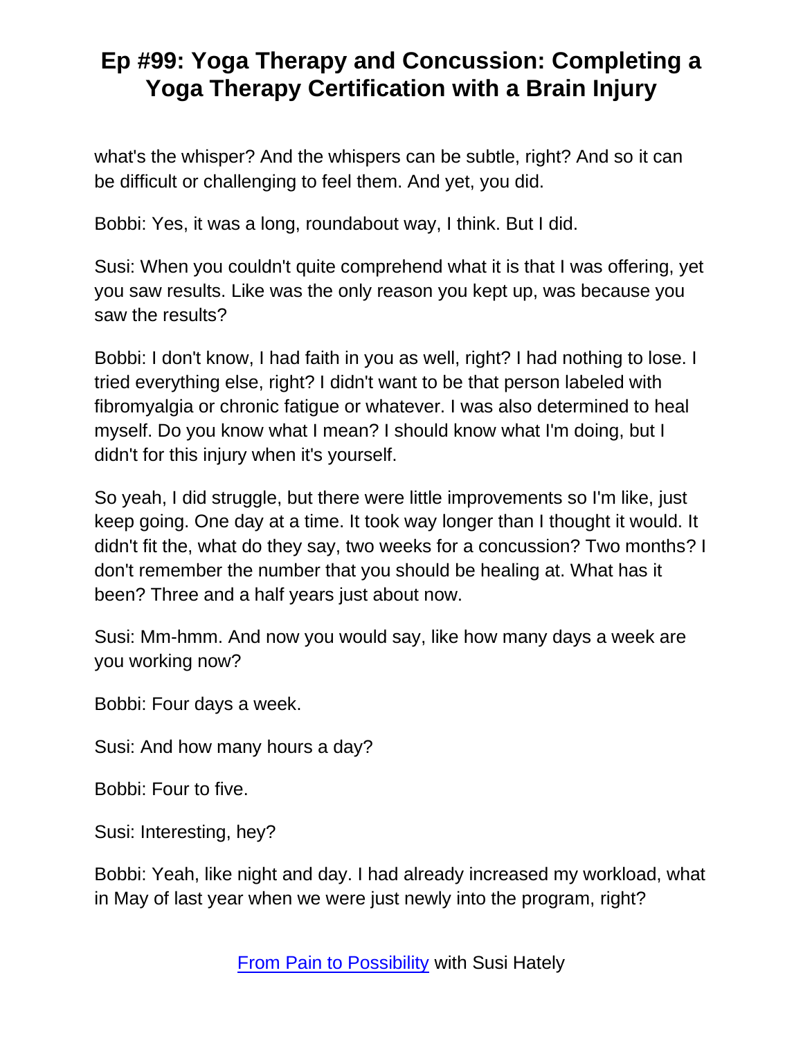what's the whisper? And the whispers can be subtle, right? And so it can be difficult or challenging to feel them. And yet, you did.

Bobbi: Yes, it was a long, roundabout way, I think. But I did.

Susi: When you couldn't quite comprehend what it is that I was offering, yet you saw results. Like was the only reason you kept up, was because you saw the results?

Bobbi: I don't know, I had faith in you as well, right? I had nothing to lose. I tried everything else, right? I didn't want to be that person labeled with fibromyalgia or chronic fatigue or whatever. I was also determined to heal myself. Do you know what I mean? I should know what I'm doing, but I didn't for this injury when it's yourself.

So yeah, I did struggle, but there were little improvements so I'm like, just keep going. One day at a time. It took way longer than I thought it would. It didn't fit the, what do they say, two weeks for a concussion? Two months? I don't remember the number that you should be healing at. What has it been? Three and a half years just about now.

Susi: Mm-hmm. And now you would say, like how many days a week are you working now?

Bobbi: Four days a week.

Susi: And how many hours a day?

Bobbi: Four to five.

Susi: Interesting, hey?

Bobbi: Yeah, like night and day. I had already increased my workload, what in May of last year when we were just newly into the program, right?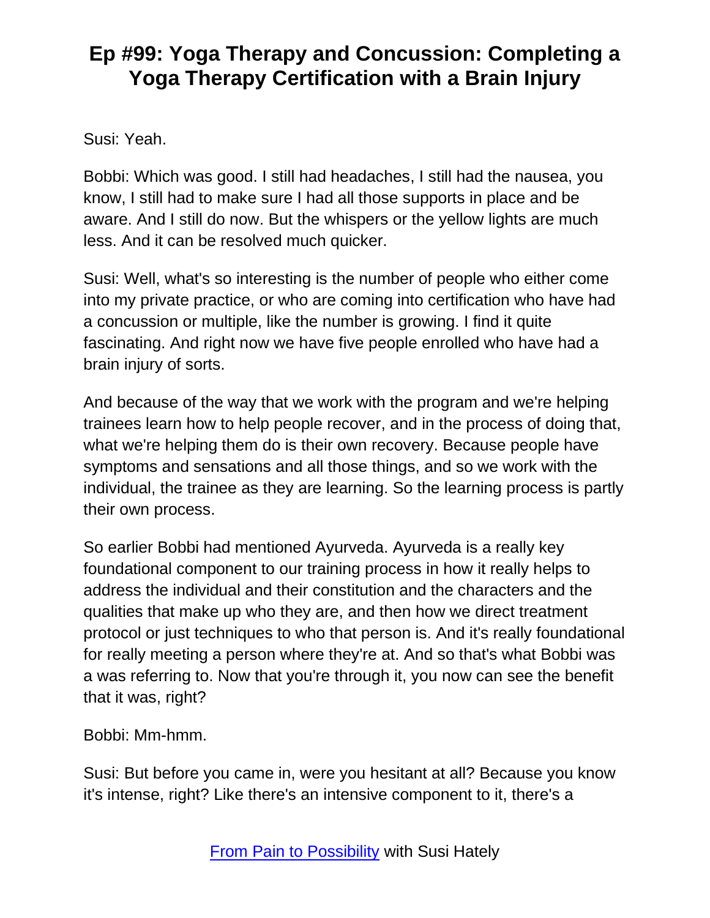Susi: Yeah.

Bobbi: Which was good. I still had headaches, I still had the nausea, you know, I still had to make sure I had all those supports in place and be aware. And I still do now. But the whispers or the yellow lights are much less. And it can be resolved much quicker.

Susi: Well, what's so interesting is the number of people who either come into my private practice, or who are coming into certification who have had a concussion or multiple, like the number is growing. I find it quite fascinating. And right now we have five people enrolled who have had a brain injury of sorts.

And because of the way that we work with the program and we're helping trainees learn how to help people recover, and in the process of doing that, what we're helping them do is their own recovery. Because people have symptoms and sensations and all those things, and so we work with the individual, the trainee as they are learning. So the learning process is partly their own process.

So earlier Bobbi had mentioned Ayurveda. Ayurveda is a really key foundational component to our training process in how it really helps to address the individual and their constitution and the characters and the qualities that make up who they are, and then how we direct treatment protocol or just techniques to who that person is. And it's really foundational for really meeting a person where they're at. And so that's what Bobbi was a was referring to. Now that you're through it, you now can see the benefit that it was, right?

Bobbi: Mm-hmm.

Susi: But before you came in, were you hesitant at all? Because you know it's intense, right? Like there's an intensive component to it, there's a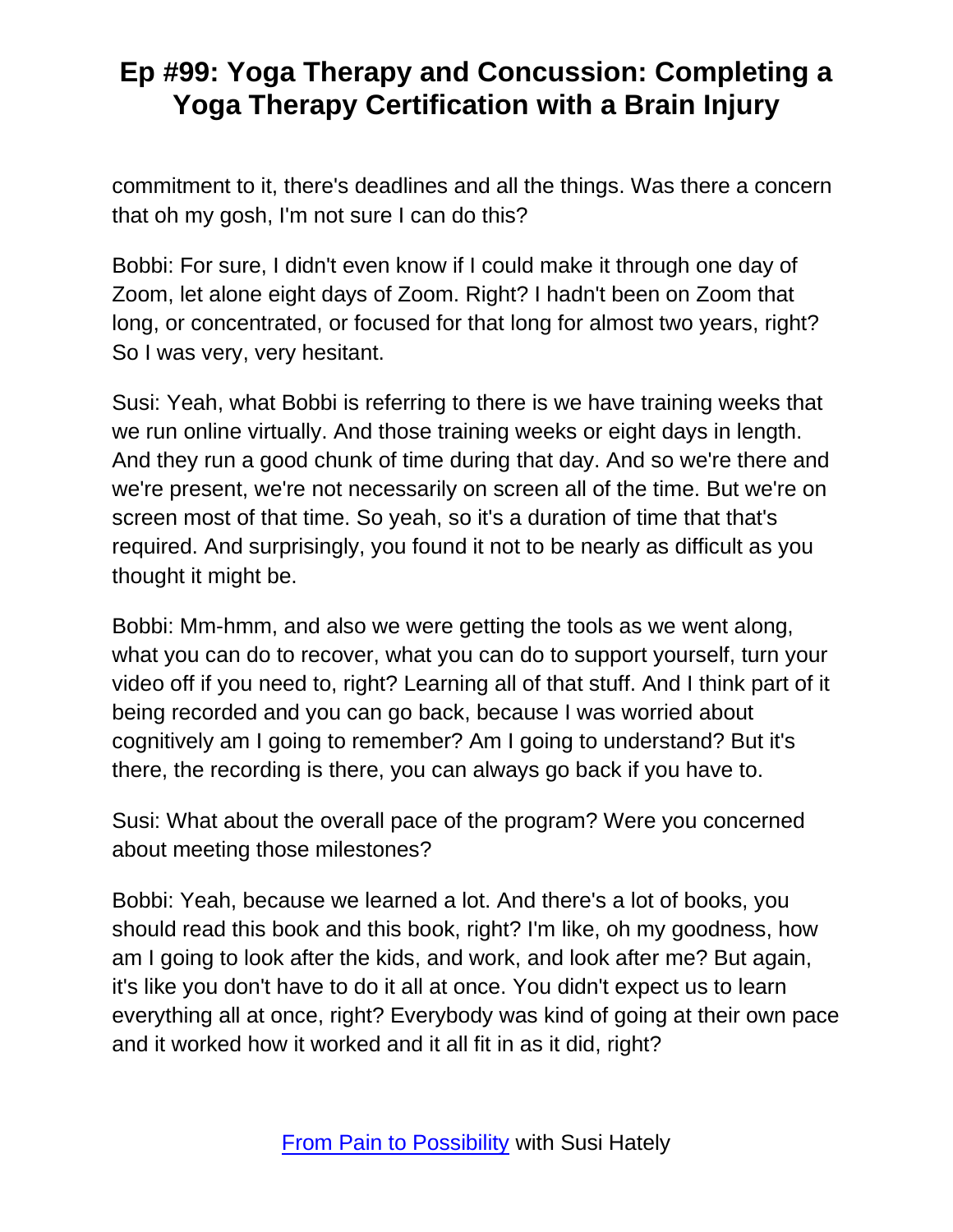commitment to it, there's deadlines and all the things. Was there a concern that oh my gosh, I'm not sure I can do this?

Bobbi: For sure, I didn't even know if I could make it through one day of Zoom, let alone eight days of Zoom. Right? I hadn't been on Zoom that long, or concentrated, or focused for that long for almost two years, right? So I was very, very hesitant.

Susi: Yeah, what Bobbi is referring to there is we have training weeks that we run online virtually. And those training weeks or eight days in length. And they run a good chunk of time during that day. And so we're there and we're present, we're not necessarily on screen all of the time. But we're on screen most of that time. So yeah, so it's a duration of time that that's required. And surprisingly, you found it not to be nearly as difficult as you thought it might be.

Bobbi: Mm-hmm, and also we were getting the tools as we went along, what you can do to recover, what you can do to support yourself, turn your video off if you need to, right? Learning all of that stuff. And I think part of it being recorded and you can go back, because I was worried about cognitively am I going to remember? Am I going to understand? But it's there, the recording is there, you can always go back if you have to.

Susi: What about the overall pace of the program? Were you concerned about meeting those milestones?

Bobbi: Yeah, because we learned a lot. And there's a lot of books, you should read this book and this book, right? I'm like, oh my goodness, how am I going to look after the kids, and work, and look after me? But again, it's like you don't have to do it all at once. You didn't expect us to learn everything all at once, right? Everybody was kind of going at their own pace and it worked how it worked and it all fit in as it did, right?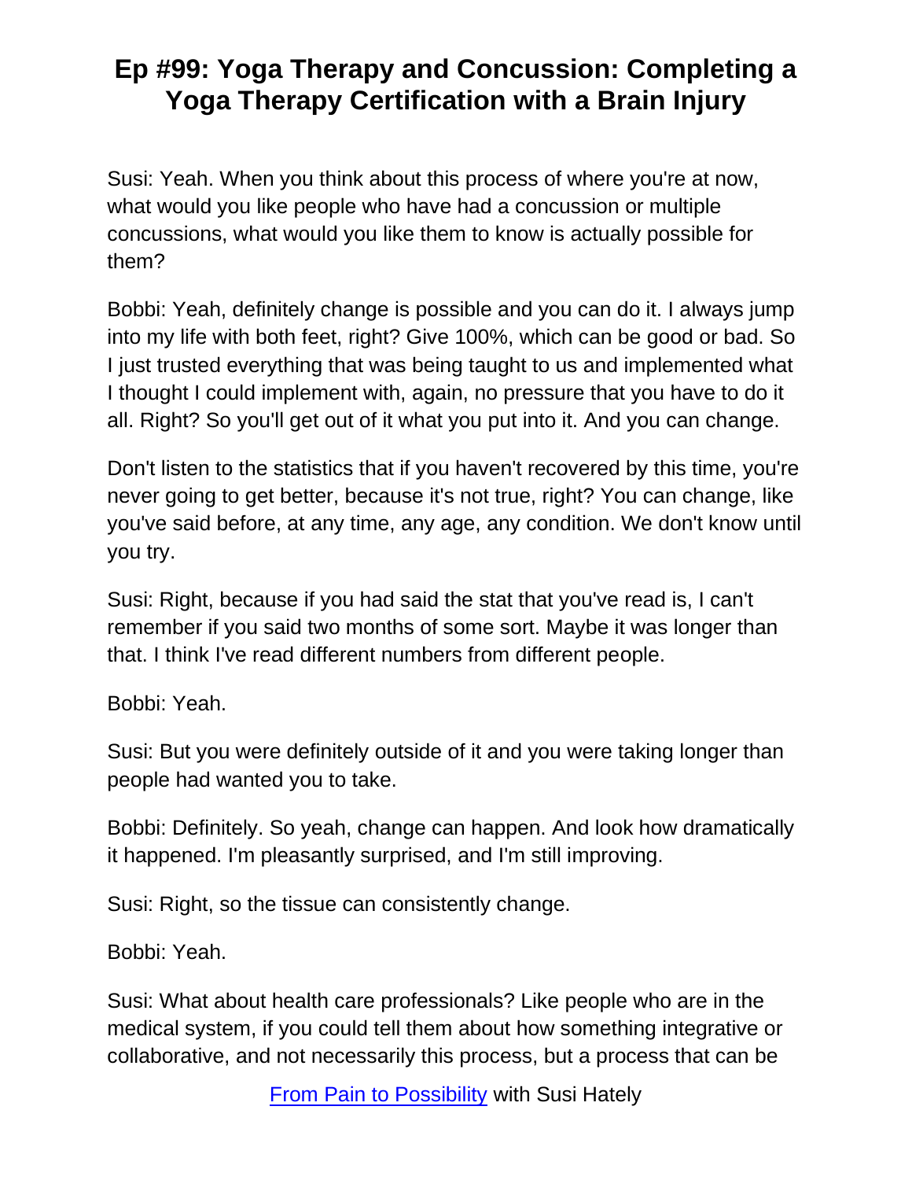Susi: Yeah. When you think about this process of where you're at now, what would you like people who have had a concussion or multiple concussions, what would you like them to know is actually possible for them?

Bobbi: Yeah, definitely change is possible and you can do it. I always jump into my life with both feet, right? Give 100%, which can be good or bad. So I just trusted everything that was being taught to us and implemented what I thought I could implement with, again, no pressure that you have to do it all. Right? So you'll get out of it what you put into it. And you can change.

Don't listen to the statistics that if you haven't recovered by this time, you're never going to get better, because it's not true, right? You can change, like you've said before, at any time, any age, any condition. We don't know until you try.

Susi: Right, because if you had said the stat that you've read is, I can't remember if you said two months of some sort. Maybe it was longer than that. I think I've read different numbers from different people.

Bobbi: Yeah.

Susi: But you were definitely outside of it and you were taking longer than people had wanted you to take.

Bobbi: Definitely. So yeah, change can happen. And look how dramatically it happened. I'm pleasantly surprised, and I'm still improving.

Susi: Right, so the tissue can consistently change.

Bobbi: Yeah.

Susi: What about health care professionals? Like people who are in the medical system, if you could tell them about how something integrative or collaborative, and not necessarily this process, but a process that can be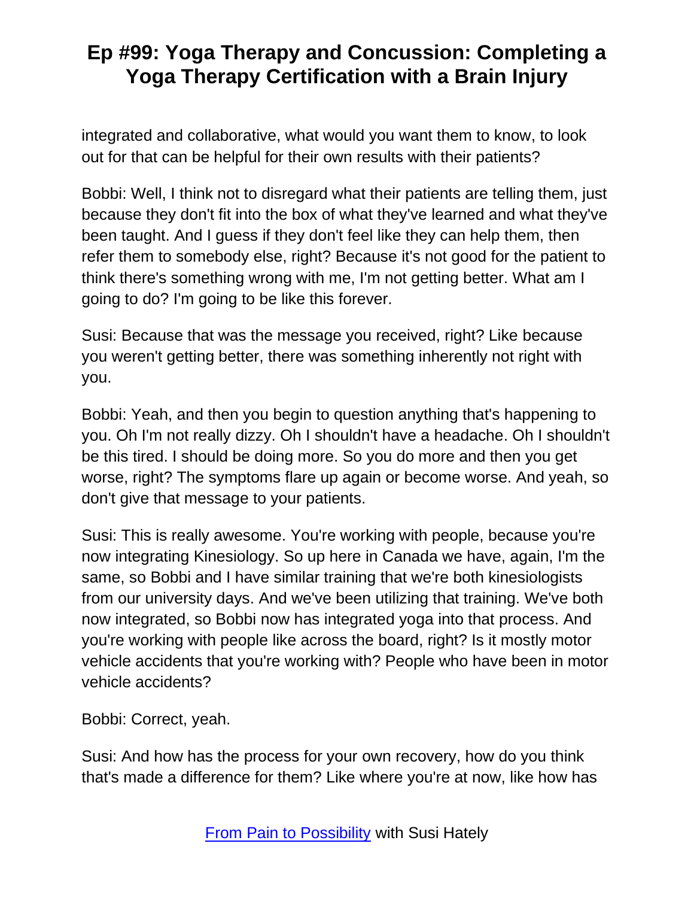integrated and collaborative, what would you want them to know, to look out for that can be helpful for their own results with their patients?

Bobbi: Well, I think not to disregard what their patients are telling them, just because they don't fit into the box of what they've learned and what they've been taught. And I guess if they don't feel like they can help them, then refer them to somebody else, right? Because it's not good for the patient to think there's something wrong with me, I'm not getting better. What am I going to do? I'm going to be like this forever.

Susi: Because that was the message you received, right? Like because you weren't getting better, there was something inherently not right with you.

Bobbi: Yeah, and then you begin to question anything that's happening to you. Oh I'm not really dizzy. Oh I shouldn't have a headache. Oh I shouldn't be this tired. I should be doing more. So you do more and then you get worse, right? The symptoms flare up again or become worse. And yeah, so don't give that message to your patients.

Susi: This is really awesome. You're working with people, because you're now integrating Kinesiology. So up here in Canada we have, again, I'm the same, so Bobbi and I have similar training that we're both kinesiologists from our university days. And we've been utilizing that training. We've both now integrated, so Bobbi now has integrated yoga into that process. And you're working with people like across the board, right? Is it mostly motor vehicle accidents that you're working with? People who have been in motor vehicle accidents?

Bobbi: Correct, yeah.

Susi: And how has the process for your own recovery, how do you think that's made a difference for them? Like where you're at now, like how has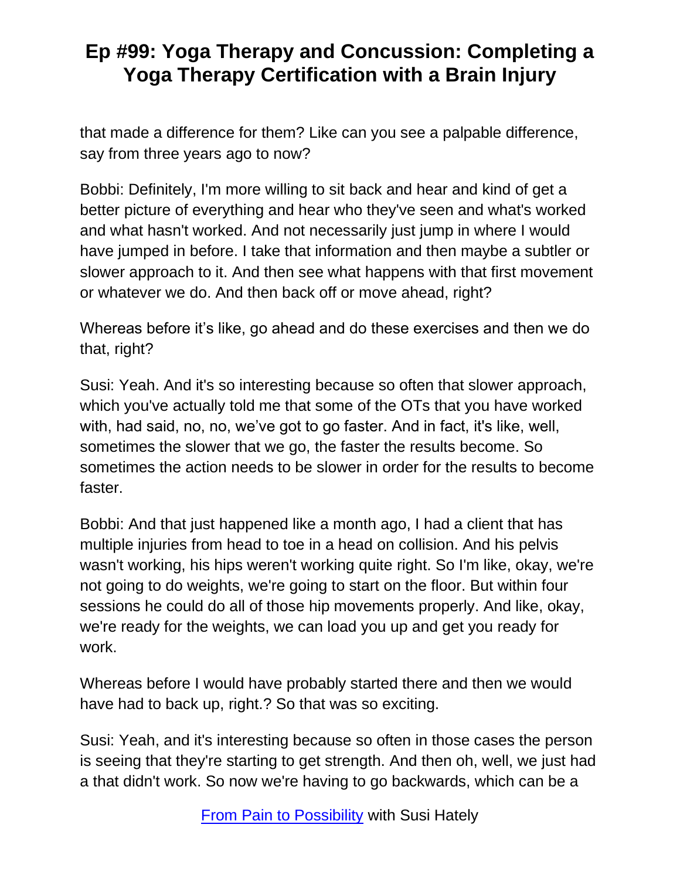that made a difference for them? Like can you see a palpable difference, say from three years ago to now?

Bobbi: Definitely, I'm more willing to sit back and hear and kind of get a better picture of everything and hear who they've seen and what's worked and what hasn't worked. And not necessarily just jump in where I would have jumped in before. I take that information and then maybe a subtler or slower approach to it. And then see what happens with that first movement or whatever we do. And then back off or move ahead, right?

Whereas before it's like, go ahead and do these exercises and then we do that, right?

Susi: Yeah. And it's so interesting because so often that slower approach, which you've actually told me that some of the OTs that you have worked with, had said, no, no, we've got to go faster. And in fact, it's like, well, sometimes the slower that we go, the faster the results become. So sometimes the action needs to be slower in order for the results to become faster.

Bobbi: And that just happened like a month ago, I had a client that has multiple injuries from head to toe in a head on collision. And his pelvis wasn't working, his hips weren't working quite right. So I'm like, okay, we're not going to do weights, we're going to start on the floor. But within four sessions he could do all of those hip movements properly. And like, okay, we're ready for the weights, we can load you up and get you ready for work.

Whereas before I would have probably started there and then we would have had to back up, right.? So that was so exciting.

Susi: Yeah, and it's interesting because so often in those cases the person is seeing that they're starting to get strength. And then oh, well, we just had a that didn't work. So now we're having to go backwards, which can be a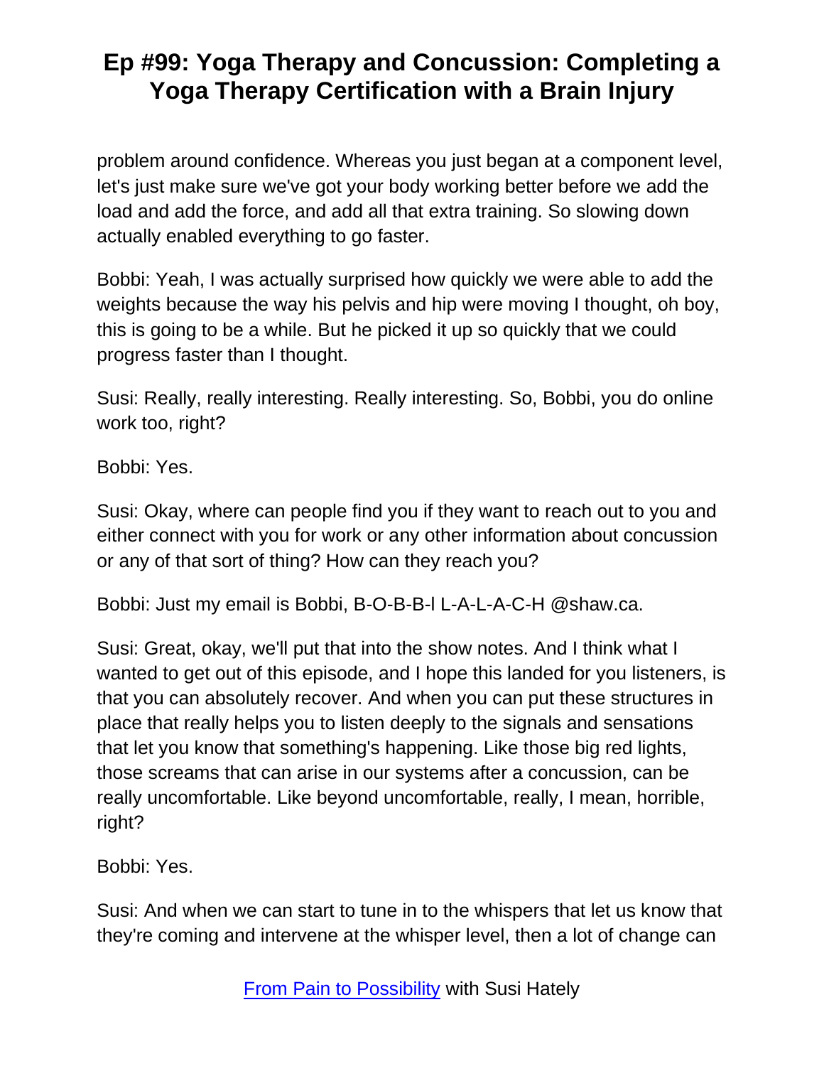problem around confidence. Whereas you just began at a component level, let's just make sure we've got your body working better before we add the load and add the force, and add all that extra training. So slowing down actually enabled everything to go faster.

Bobbi: Yeah, I was actually surprised how quickly we were able to add the weights because the way his pelvis and hip were moving I thought, oh boy, this is going to be a while. But he picked it up so quickly that we could progress faster than I thought.

Susi: Really, really interesting. Really interesting. So, Bobbi, you do online work too, right?

Bobbi: Yes.

Susi: Okay, where can people find you if they want to reach out to you and either connect with you for work or any other information about concussion or any of that sort of thing? How can they reach you?

Bobbi: Just my email is Bobbi, B-O-B-B-I L-A-L-A-C-H @shaw.ca.

Susi: Great, okay, we'll put that into the show notes. And I think what I wanted to get out of this episode, and I hope this landed for you listeners, is that you can absolutely recover. And when you can put these structures in place that really helps you to listen deeply to the signals and sensations that let you know that something's happening. Like those big red lights, those screams that can arise in our systems after a concussion, can be really uncomfortable. Like beyond uncomfortable, really, I mean, horrible, right?

Bobbi: Yes.

Susi: And when we can start to tune in to the whispers that let us know that they're coming and intervene at the whisper level, then a lot of change can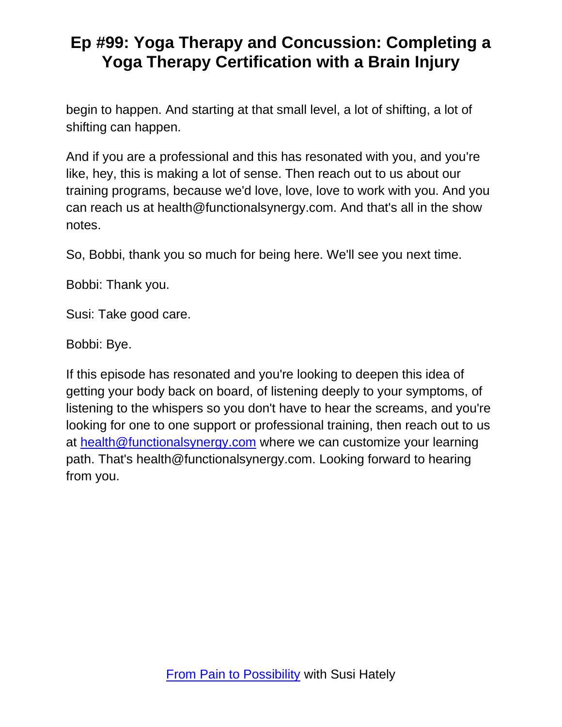begin to happen. And starting at that small level, a lot of shifting, a lot of shifting can happen.

And if you are a professional and this has resonated with you, and you're like, hey, this is making a lot of sense. Then reach out to us about our training programs, because we'd love, love, love to work with you. And you can reach us at health@functionalsynergy.com. And that's all in the show notes.

So, Bobbi, thank you so much for being here. We'll see you next time.

Bobbi: Thank you.

Susi: Take good care.

Bobbi: Bye.

If this episode has resonated and you're looking to deepen this idea of getting your body back on board, of listening deeply to your symptoms, of listening to the whispers so you don't have to hear the screams, and you're looking for one to one support or professional training, then reach out to us at [health@functionalsynergy.com](mailto:health@functionalsynergy.com) where we can customize your learning path. That's health@functionalsynergy.com. Looking forward to hearing from you.